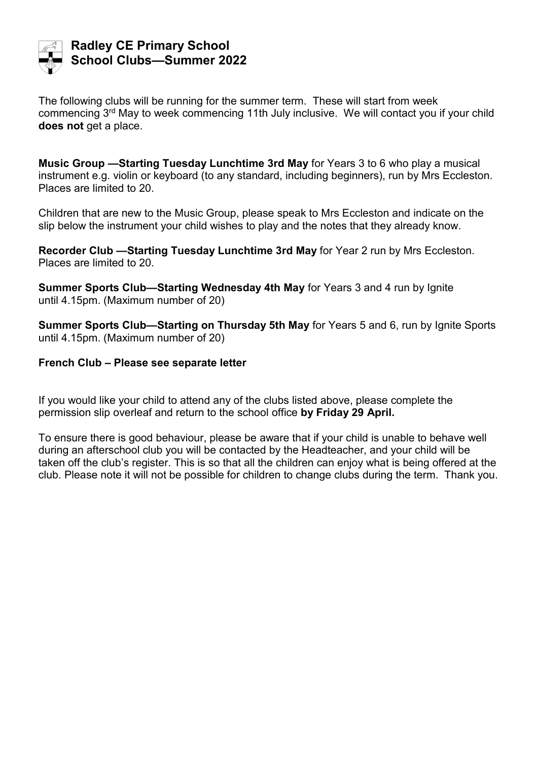# Radley CE Primary School
## School Clubs—Summer 2022

The following clubs will be running for the summer term. These will start from week commencing 3rd May to week commencing 11th July inclusive. We will contact you if your child **does not** get a place.

**Music Group —Starting Tuesday Lunchtime 3rd May** for Years 3 to 6 who play a musical instrument e.g. violin or keyboard (to any standard, including beginners), run by Mrs Eccleston. Places are limited to 20.

Children that are new to the Music Group, please speak to Mrs Eccleston and indicate on the slip below the instrument your child wishes to play and the notes that they already know.

**Recorder Club —Starting Tuesday Lunchtime 3rd May** for Year 2 run by Mrs Eccleston. Places are limited to 20.

**Summer Sports Club—Starting Wednesday 4th May** for Years 3 and 4 run by Ignite until 4.15pm. (Maximum number of 20)

**Summer Sports Club—Starting on Thursday 5th May** for Years 5 and 6, run by Ignite Sports until 4.15pm. (Maximum number of 20)

**French Club – Please see separate letter**

If you would like your child to attend any of the clubs listed above, please complete the permission slip overleaf and return to the school office **by Friday 29 April.**

To ensure there is good behaviour, please be aware that if your child is unable to behave well during an afterschool club you will be contacted by the Headteacher, and your child will be taken off the club's register. This is so that all the children can enjoy what is being offered at the club. Please note it will not be possible for children to change clubs during the term. Thank you.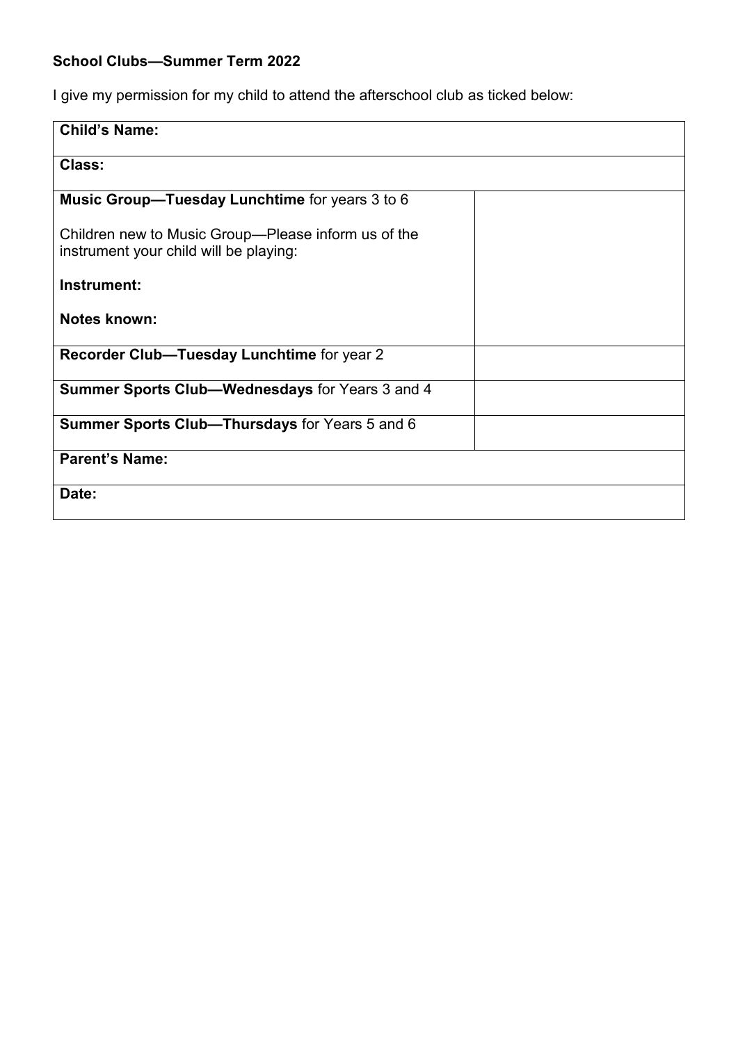**School Clubs—Summer Term 2022**

I give my permission for my child to attend the afterschool club as ticked below:

| | |
|---|---|
| **Child's Name:** | |
| **Class:** | |
| **Music Group—Tuesday Lunchtime** for years 3 to 6<br><br>Children new to Music Group—Please inform us of the instrument your child will be playing:<br><br>**Instrument:**<br><br>**Notes known:** | |
| **Recorder Club—Tuesday Lunchtime** for year 2 | |
| **Summer Sports Club—Wednesdays** for Years 3 and 4 | |
| **Summer Sports Club—Thursdays** for Years 5 and 6 | |
| **Parent's Name:** | |
| **Date:** | |